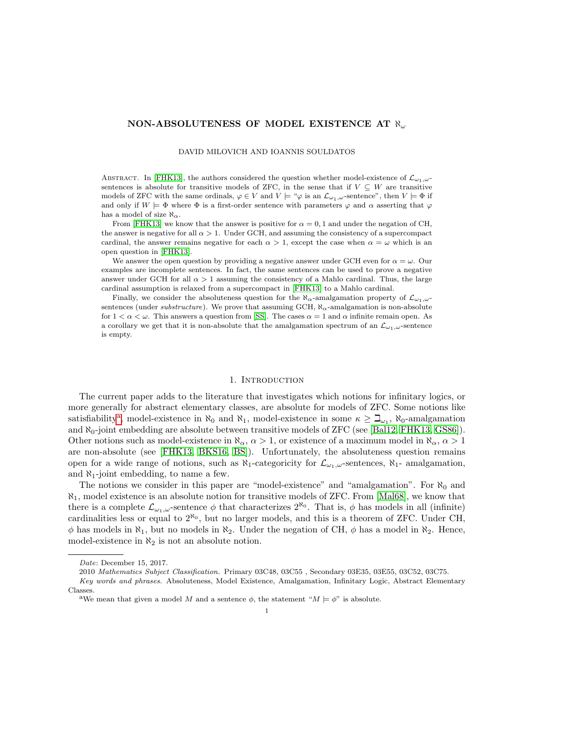# NON-ABSOLUTENESS OF MODEL EXISTENCE AT $\aleph_\omega$

DAVID MILOVICH AND IOANNIS SOULDATOS

ABSTRACT. In [FHK13], the authors considered the question whether model-existence of $\mathcal{L}_{\omega_1,\omega}$-sentences is absolute for transitive models of ZFC, in the sense that if $V \subseteq W$ are transitive models of ZFC with the same ordinals, $\varphi \in V$ and $V \models$ "$\varphi$ is an $\mathcal{L}_{\omega_1,\omega}$-sentence", then $V \models \Phi$ if and only if $W \models \Phi$ where $\Phi$ is a first-order sentence with parameters $\varphi$ and $\alpha$ asserting that $\varphi$ has a model of size $\aleph_\alpha$.

From [FHK13] we know that the answer is positive for $\alpha = 0, 1$ and under the negation of CH, the answer is negative for all $\alpha > 1$. Under GCH, and assuming the consistency of a supercompact cardinal, the answer remains negative for each $\alpha > 1$, except the case when $\alpha = \omega$ which is an open question in [FHK13].

We answer the open question by providing a negative answer under GCH even for $\alpha = \omega$. Our examples are incomplete sentences. In fact, the same sentences can be used to prove a negative answer under GCH for all $\alpha > 1$ assuming the consistency of a Mahlo cardinal. Thus, the large cardinal assumption is relaxed from a supercompact in [FHK13] to a Mahlo cardinal.

Finally, we consider the absoluteness question for the $\aleph_\alpha$-amalgamation property of $\mathcal{L}_{\omega_1,\omega}$-sentences (under *substructure*). We prove that assuming GCH, $\aleph_\alpha$-amalgamation is non-absolute for $1 < \alpha < \omega$. This answers a question from [SS]. The cases $\alpha = 1$ and $\alpha$ infinite remain open. As a corollary we get that it is non-absolute that the amalgamation spectrum of an $\mathcal{L}_{\omega_1,\omega}$-sentence is empty.

## 1. INTRODUCTION

The current paper adds to the literature that investigates which notions for infinitary logics, or more generally for abstract elementary classes, are absolute for models of ZFC. Some notions like satisfiability[a], model-existence in $\aleph_0$ and $\aleph_1$, model-existence in some $\kappa \geq \beth_{\omega_1}$, $\aleph_0$-amalgamation and $\aleph_0$-joint embedding are absolute between transitive models of ZFC (see [Bal12, FHK13, GS86]). Other notions such as model-existence in $\aleph_\alpha$, $\alpha > 1$, or existence of a maximum model in $\aleph_\alpha$, $\alpha > 1$ are non-absolute (see [FHK13, BKS16, BS]). Unfortunately, the absoluteness question remains open for a wide range of notions, such as $\aleph_1$-categoricity for $\mathcal{L}_{\omega_1,\omega}$-sentences, $\aleph_1$- amalgamation, and $\aleph_1$-joint embedding, to name a few.

The notions we consider in this paper are "model-existence" and "amalgamation". For $\aleph_0$ and $\aleph_1$, model existence is an absolute notion for transitive models of ZFC. From [Mal68], we know that there is a complete $\mathcal{L}_{\omega_1,\omega}$-sentence $\phi$ that characterizes $2^{\aleph_0}$. That is, $\phi$ has models in all (infinite) cardinalities less or equal to $2^{\aleph_0}$, but no larger models, and this is a theorem of ZFC. Under CH, $\phi$ has models in $\aleph_1$, but no models in $\aleph_2$. Under the negation of CH, $\phi$ has a model in $\aleph_2$. Hence, model-existence in $\aleph_2$ is not an absolute notion.

---

*Date*: December 15, 2017.

2010 *Mathematics Subject Classification.* Primary 03C48, 03C55 , Secondary 03E35, 03E55, 03C52, 03C75.

*Key words and phrases.* Absoluteness, Model Existence, Amalgamation, Infinitary Logic, Abstract Elementary Classes.

[a]We mean that given a model $M$ and a sentence $\phi$, the statement "$M \models \phi$" is absolute.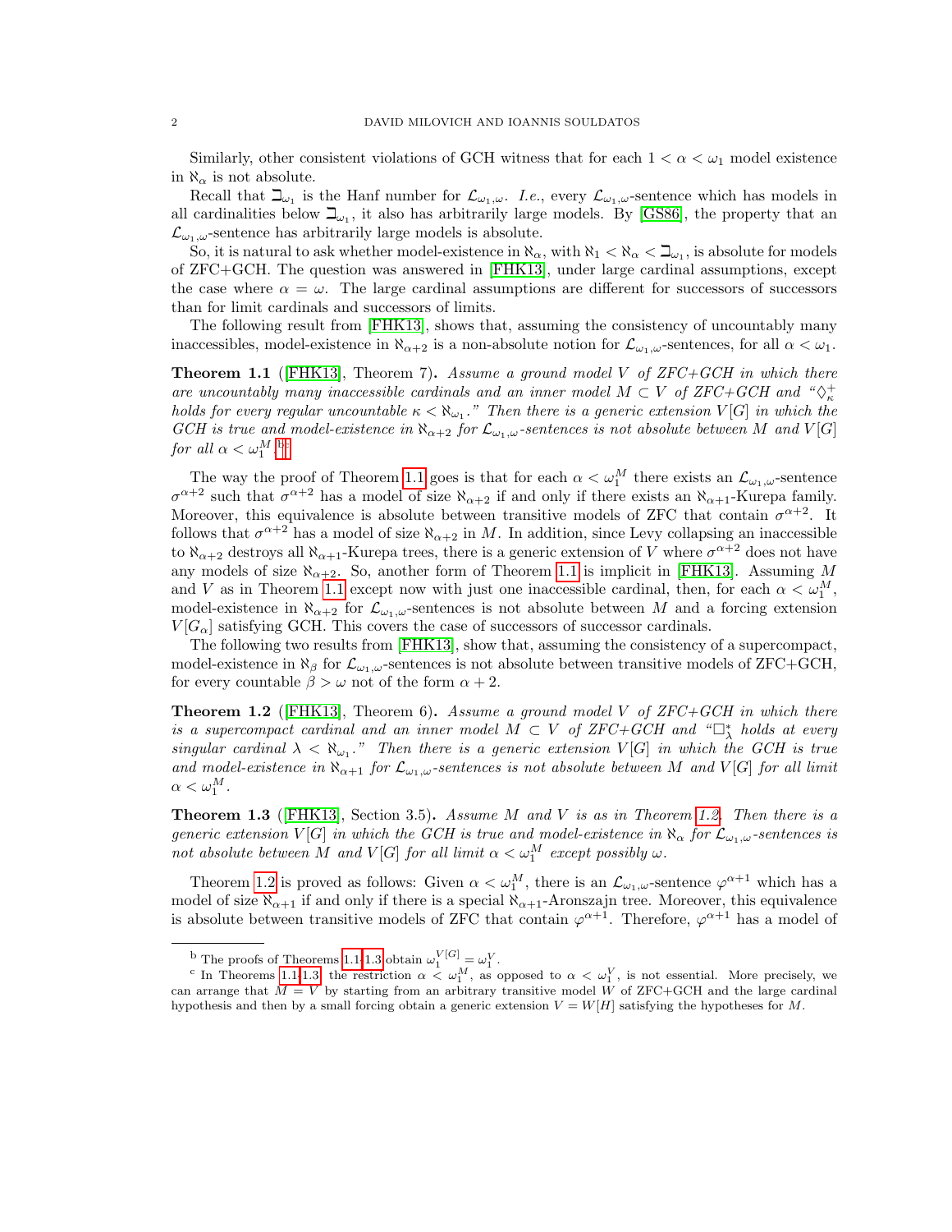Similarly, other consistent violations of GCH witness that for each $1 < \alpha < \omega_1$ model existence in $\aleph_\alpha$ is not absolute.

Recall that $\beth_{\omega_1}$ is the Hanf number for $\mathcal{L}_{\omega_1,\omega}$. *I.e.*, every $\mathcal{L}_{\omega_1,\omega}$-sentence which has models in all cardinalities below $\beth_{\omega_1}$, it also has arbitrarily large models. By [GS86], the property that an $\mathcal{L}_{\omega_1,\omega}$-sentence has arbitrarily large models is absolute.

So, it is natural to ask whether model-existence in $\aleph_\alpha$, with $\aleph_1 < \aleph_\alpha < \beth_{\omega_1}$, is absolute for models of ZFC+GCH. The question was answered in [FHK13], under large cardinal assumptions, except the case where $\alpha = \omega$. The large cardinal assumptions are different for successors of successors than for limit cardinals and successors of limits.

The following result from [FHK13], shows that, assuming the consistency of uncountably many inaccessibles, model-existence in $\aleph_{\alpha+2}$ is a non-absolute notion for $\mathcal{L}_{\omega_1,\omega}$-sentences, for all $\alpha < \omega_1$.

**Theorem 1.1** ([FHK13], Theorem 7)**.** *Assume a ground model $V$ of ZFC+GCH in which there are uncountably many inaccessible cardinals and an inner model $M \subset V$ of ZFC+GCH and "$\Diamond^+_\kappa$ holds for every regular uncountable $\kappa < \aleph_{\omega_1}$." Then there is a generic extension $V[G]$ in which the GCH is true and model-existence in $\aleph_{\alpha+2}$ for $\mathcal{L}_{\omega_1,\omega}$-sentences is not absolute between $M$ and $V[G]$ for all $\alpha < \omega_1^M$.*[b,c]

The way the proof of Theorem 1.1 goes is that for each $\alpha < \omega_1^M$ there exists an $\mathcal{L}_{\omega_1,\omega}$-sentence $\sigma^{\alpha+2}$ such that $\sigma^{\alpha+2}$ has a model of size $\aleph_{\alpha+2}$ if and only if there exists an $\aleph_{\alpha+1}$-Kurepa family. Moreover, this equivalence is absolute between transitive models of ZFC that contain $\sigma^{\alpha+2}$. It follows that $\sigma^{\alpha+2}$ has a model of size $\aleph_{\alpha+2}$ in $M$. In addition, since Levy collapsing an inaccessible to $\aleph_{\alpha+2}$ destroys all $\aleph_{\alpha+1}$-Kurepa trees, there is a generic extension of $V$ where $\sigma^{\alpha+2}$ does not have any models of size $\aleph_{\alpha+2}$. So, another form of Theorem 1.1 is implicit in [FHK13]. Assuming $M$ and $V$ as in Theorem 1.1 except now with just one inaccessible cardinal, then, for each $\alpha < \omega_1^M$, model-existence in $\aleph_{\alpha+2}$ for $\mathcal{L}_{\omega_1,\omega}$-sentences is not absolute between $M$ and a forcing extension $V[G_\alpha]$ satisfying GCH. This covers the case of successors of successor cardinals.

The following two results from [FHK13], show that, assuming the consistency of a supercompact, model-existence in $\aleph_\beta$ for $\mathcal{L}_{\omega_1,\omega}$-sentences is not absolute between transitive models of ZFC+GCH, for every countable $\beta > \omega$ not of the form $\alpha + 2$.

**Theorem 1.2** ([FHK13], Theorem 6)**.** *Assume a ground model $V$ of ZFC+GCH in which there is a supercompact cardinal and an inner model $M \subset V$ of ZFC+GCH and "$\square^*_\lambda$ holds at every singular cardinal $\lambda < \aleph_{\omega_1}$." Then there is a generic extension $V[G]$ in which the GCH is true and model-existence in $\aleph_{\alpha+1}$ for $\mathcal{L}_{\omega_1,\omega}$-sentences is not absolute between $M$ and $V[G]$ for all limit $\alpha < \omega_1^M$.*

**Theorem 1.3** ([FHK13], Section 3.5)**.** *Assume $M$ and $V$ is as in Theorem 1.2. Then there is a generic extension $V[G]$ in which the GCH is true and model-existence in $\aleph_\alpha$ for $\mathcal{L}_{\omega_1,\omega}$-sentences is not absolute between $M$ and $V[G]$ for all limit $\alpha < \omega_1^M$ except possibly $\omega$.*

Theorem 1.2 is proved as follows: Given $\alpha < \omega_1^M$, there is an $\mathcal{L}_{\omega_1,\omega}$-sentence $\varphi^{\alpha+1}$ which has a model of size $\aleph_{\alpha+1}$ if and only if there is a special $\aleph_{\alpha+1}$-Aronszajn tree. Moreover, this equivalence is absolute between transitive models of ZFC that contain $\varphi^{\alpha+1}$. Therefore, $\varphi^{\alpha+1}$ has a model of

---

[b] The proofs of Theorems 1.1-1.3 obtain $\omega_1^{V[G]} = \omega_1^V$.

[c] In Theorems 1.1-1.3, the restriction $\alpha < \omega_1^M$, as opposed to $\alpha < \omega_1^V$, is not essential. More precisely, we can arrange that $M = V$ by starting from an arbitrary transitive model $W$ of ZFC+GCH and the large cardinal hypothesis and then by a small forcing obtain a generic extension $V = W[H]$ satisfying the hypotheses for $M$.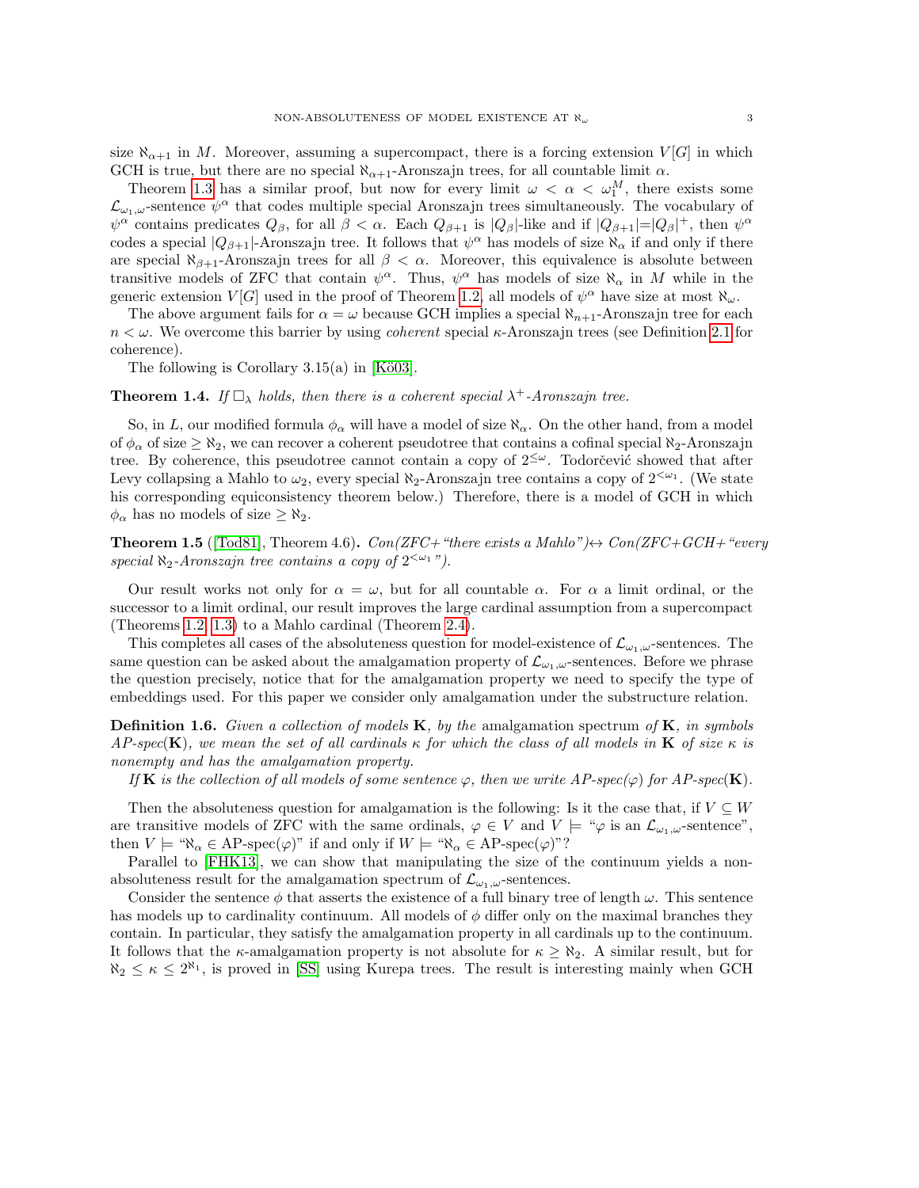size $\aleph_{\alpha+1}$ in $M$. Moreover, assuming a supercompact, there is a forcing extension $V[G]$ in which GCH is true, but there are no special $\aleph_{\alpha+1}$-Aronszajn trees, for all countable limit $\alpha$.

Theorem 1.3 has a similar proof, but now for every limit $\omega < \alpha < \omega_1^M$, there exists some $\mathcal{L}_{\omega_1,\omega}$-sentence $\psi^\alpha$ that codes multiple special Aronszajn trees simultaneously. The vocabulary of $\psi^\alpha$ contains predicates $Q_\beta$, for all $\beta < \alpha$. Each $Q_{\beta+1}$ is $|Q_\beta|$-like and if $|Q_{\beta+1}|=|Q_\beta|^+$, then $\psi^\alpha$ codes a special $|Q_{\beta+1}|$-Aronszajn tree. It follows that $\psi^\alpha$ has models of size $\aleph_\alpha$ if and only if there are special $\aleph_{\beta+1}$-Aronszajn trees for all $\beta < \alpha$. Moreover, this equivalence is absolute between transitive models of ZFC that contain $\psi^\alpha$. Thus, $\psi^\alpha$ has models of size $\aleph_\alpha$ in $M$ while in the generic extension $V[G]$ used in the proof of Theorem 1.2, all models of $\psi^\alpha$ have size at most $\aleph_\omega$.

The above argument fails for $\alpha = \omega$ because GCH implies a special $\aleph_{n+1}$-Aronszajn tree for each $n < \omega$. We overcome this barrier by using *coherent* special $\kappa$-Aronszajn trees (see Definition 2.1 for coherence).

The following is Corollary 3.15(a) in [Kö03].

**Theorem 1.4.** *If $\square_\lambda$ holds, then there is a coherent special $\lambda^+$-Aronszajn tree.*

So, in $L$, our modified formula $\phi_\alpha$ will have a model of size $\aleph_\alpha$. On the other hand, from a model of $\phi_\alpha$ of size $\geq \aleph_2$, we can recover a coherent pseudotree that contains a cofinal special $\aleph_2$-Aronszajn tree. By coherence, this pseudotree cannot contain a copy of $2^{\leq\omega}$. Todorčević showed that after Levy collapsing a Mahlo to $\omega_2$, every special $\aleph_2$-Aronszajn tree contains a copy of $2^{<\omega_1}$. (We state his corresponding equiconsistency theorem below.) Therefore, there is a model of GCH in which $\phi_\alpha$ has no models of size $\geq \aleph_2$.

**Theorem 1.5** ([Tod81], Theorem 4.6)**.** *Con(ZFC+"there exists a Mahlo")$\leftrightarrow$ Con(ZFC+GCH+"every special $\aleph_2$-Aronszajn tree contains a copy of $2^{<\omega_1}$").*

Our result works not only for $\alpha = \omega$, but for all countable $\alpha$. For $\alpha$ a limit ordinal, or the successor to a limit ordinal, our result improves the large cardinal assumption from a supercompact (Theorems 1.2, 1.3) to a Mahlo cardinal (Theorem 2.4).

This completes all cases of the absoluteness question for model-existence of $\mathcal{L}_{\omega_1,\omega}$-sentences. The same question can be asked about the amalgamation property of $\mathcal{L}_{\omega_1,\omega}$-sentences. Before we phrase the question precisely, notice that for the amalgamation property we need to specify the type of embeddings used. For this paper we consider only amalgamation under the substructure relation.

**Definition 1.6.** *Given a collection of models $\mathbf{K}$, by the* amalgamation spectrum *of $\mathbf{K}$, in symbols AP-spec($\mathbf{K}$), we mean the set of all cardinals $\kappa$ for which the class of all models in $\mathbf{K}$ of size $\kappa$ is nonempty and has the amalgamation property.*

*If $\mathbf{K}$ is the collection of all models of some sentence $\varphi$, then we write AP-spec($\varphi$) for AP-spec($\mathbf{K}$).*

Then the absoluteness question for amalgamation is the following: Is it the case that, if $V \subseteq W$ are transitive models of ZFC with the same ordinals, $\varphi \in V$ and $V \models$ "$\varphi$ is an $\mathcal{L}_{\omega_1,\omega}$-sentence", then $V \models$ "$\aleph_\alpha \in$ AP-spec($\varphi$)" if and only if $W \models$ "$\aleph_\alpha \in$ AP-spec($\varphi$)"?

Parallel to [FHK13], we can show that manipulating the size of the continuum yields a non-absoluteness result for the amalgamation spectrum of $\mathcal{L}_{\omega_1,\omega}$-sentences.

Consider the sentence $\phi$ that asserts the existence of a full binary tree of length $\omega$. This sentence has models up to cardinality continuum. All models of $\phi$ differ only on the maximal branches they contain. In particular, they satisfy the amalgamation property in all cardinals up to the continuum. It follows that the $\kappa$-amalgamation property is not absolute for $\kappa \geq \aleph_2$. A similar result, but for $\aleph_2 \leq \kappa \leq 2^{\aleph_1}$, is proved in [SS] using Kurepa trees. The result is interesting mainly when GCH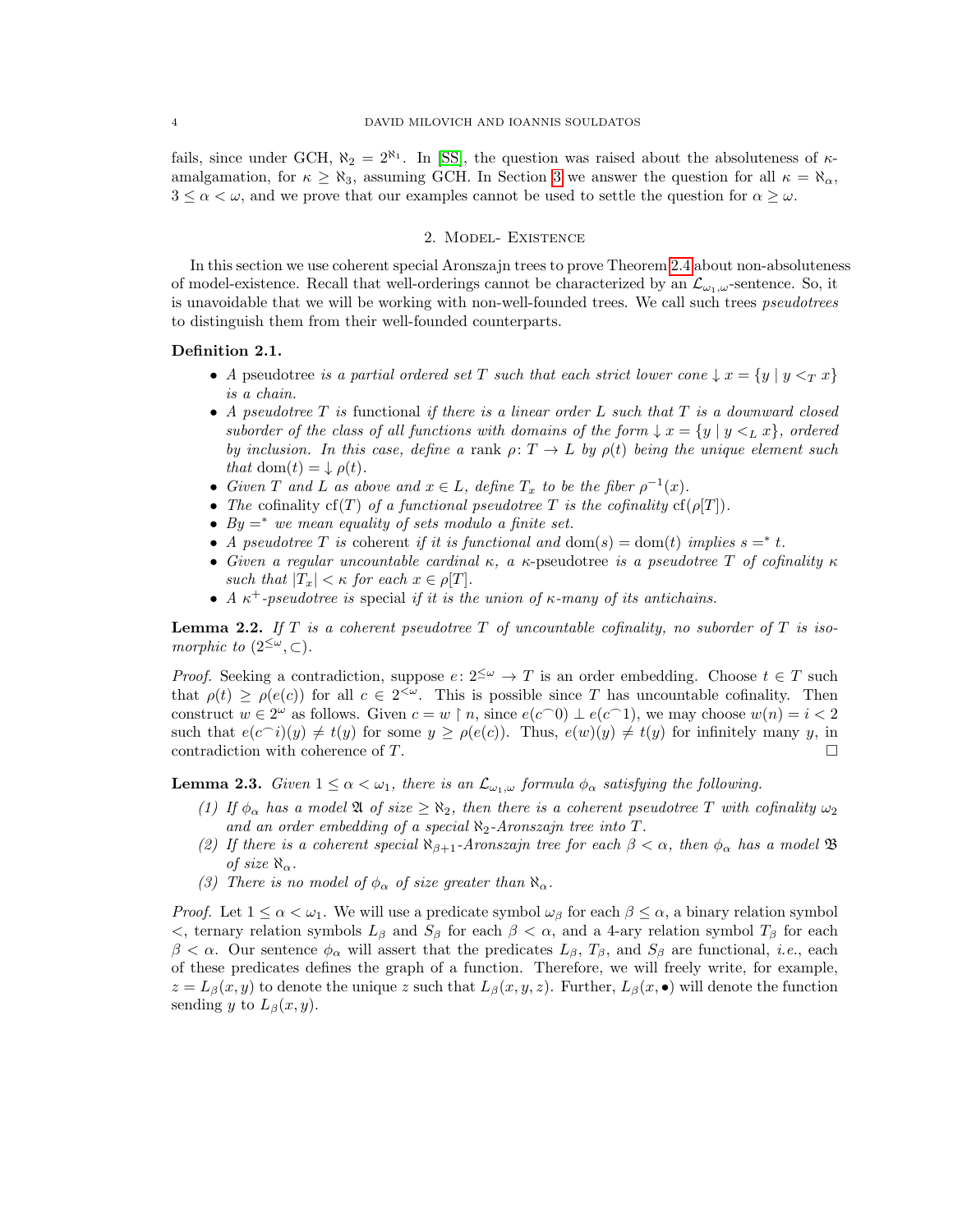fails, since under GCH, $\aleph_2 = 2^{\aleph_1}$. In [SS], the question was raised about the absoluteness of $\kappa$-amalgamation, for $\kappa \geq \aleph_3$, assuming GCH. In Section 3 we answer the question for all $\kappa = \aleph_\alpha$, $3 \leq \alpha < \omega$, and we prove that our examples cannot be used to settle the question for $\alpha \geq \omega$.

## 2. Model- Existence

In this section we use coherent special Aronszajn trees to prove Theorem 2.4 about non-absoluteness of model-existence. Recall that well-orderings cannot be characterized by an $\mathcal{L}_{\omega_1,\omega}$-sentence. So, it is unavoidable that we will be working with non-well-founded trees. We call such trees *pseudotrees* to distinguish them from their well-founded counterparts.

**Definition 2.1.**

- *A* pseudotree *is a partial ordered set $T$ such that each strict lower cone $\downarrow x = \{y \mid y <_T x\}$ is a chain.*
- *A pseudotree $T$ is* functional *if there is a linear order $L$ such that $T$ is a downward closed suborder of the class of all functions with domains of the form $\downarrow x = \{y \mid y <_L x\}$, ordered by inclusion. In this case, define a* rank *$\rho\colon T \to L$ by $\rho(t)$ being the unique element such that $\mathrm{dom}(t) = \downarrow \rho(t)$.*
- *Given $T$ and $L$ as above and $x \in L$, define $T_x$ to be the fiber $\rho^{-1}(x)$.*
- *The* cofinality *$\mathrm{cf}(T)$ of a functional pseudotree $T$ is the cofinality $\mathrm{cf}(\rho[T])$.*
- *By $=^*$ we mean equality of sets modulo a finite set.*
- *A pseudotree $T$ is* coherent *if it is functional and $\mathrm{dom}(s) = \mathrm{dom}(t)$ implies $s =^* t$.*
- *Given a regular uncountable cardinal $\kappa$, a $\kappa$-*pseudotree *is a pseudotree $T$ of cofinality $\kappa$ such that $|T_x| < \kappa$ for each $x \in \rho[T]$.*
- *A $\kappa^+$-pseudotree is* special *if it is the union of $\kappa$-many of its antichains.*

**Lemma 2.2.** *If $T$ is a coherent pseudotree $T$ of uncountable cofinality, no suborder of $T$ is isomorphic to $(2^{\leq\omega}, \subset)$.*

*Proof.* Seeking a contradiction, suppose $e\colon 2^{\leq\omega} \to T$ is an order embedding. Choose $t \in T$ such that $\rho(t) \geq \rho(e(c))$ for all $c \in 2^{<\omega}$. This is possible since $T$ has uncountable cofinality. Then construct $w \in 2^\omega$ as follows. Given $c = w \upharpoonright n$, since $e(c^\frown 0) \perp e(c^\frown 1)$, we may choose $w(n) = i < 2$ such that $e(c^\frown i)(y) \neq t(y)$ for some $y \geq \rho(e(c))$. Thus, $e(w)(y) \neq t(y)$ for infinitely many $y$, in contradiction with coherence of $T$. $\square$

**Lemma 2.3.** *Given $1 \leq \alpha < \omega_1$, there is an $\mathcal{L}_{\omega_1,\omega}$ formula $\phi_\alpha$ satisfying the following.*

1. *If $\phi_\alpha$ has a model $\mathfrak{A}$ of size $\geq \aleph_2$, then there is a coherent pseudotree $T$ with cofinality $\omega_2$ and an order embedding of a special $\aleph_2$-Aronszajn tree into $T$.*
2. *If there is a coherent special $\aleph_{\beta+1}$-Aronszajn tree for each $\beta < \alpha$, then $\phi_\alpha$ has a model $\mathfrak{B}$ of size $\aleph_\alpha$.*
3. *There is no model of $\phi_\alpha$ of size greater than $\aleph_\alpha$.*

*Proof.* Let $1 \leq \alpha < \omega_1$. We will use a predicate symbol $\omega_\beta$ for each $\beta \leq \alpha$, a binary relation symbol $<$, ternary relation symbols $L_\beta$ and $S_\beta$ for each $\beta < \alpha$, and a 4-ary relation symbol $T_\beta$ for each $\beta < \alpha$. Our sentence $\phi_\alpha$ will assert that the predicates $L_\beta$, $T_\beta$, and $S_\beta$ are functional, *i.e.*, each of these predicates defines the graph of a function. Therefore, we will freely write, for example, $z = L_\beta(x, y)$ to denote the unique $z$ such that $L_\beta(x, y, z)$. Further, $L_\beta(x, \bullet)$ will denote the function sending $y$ to $L_\beta(x, y)$.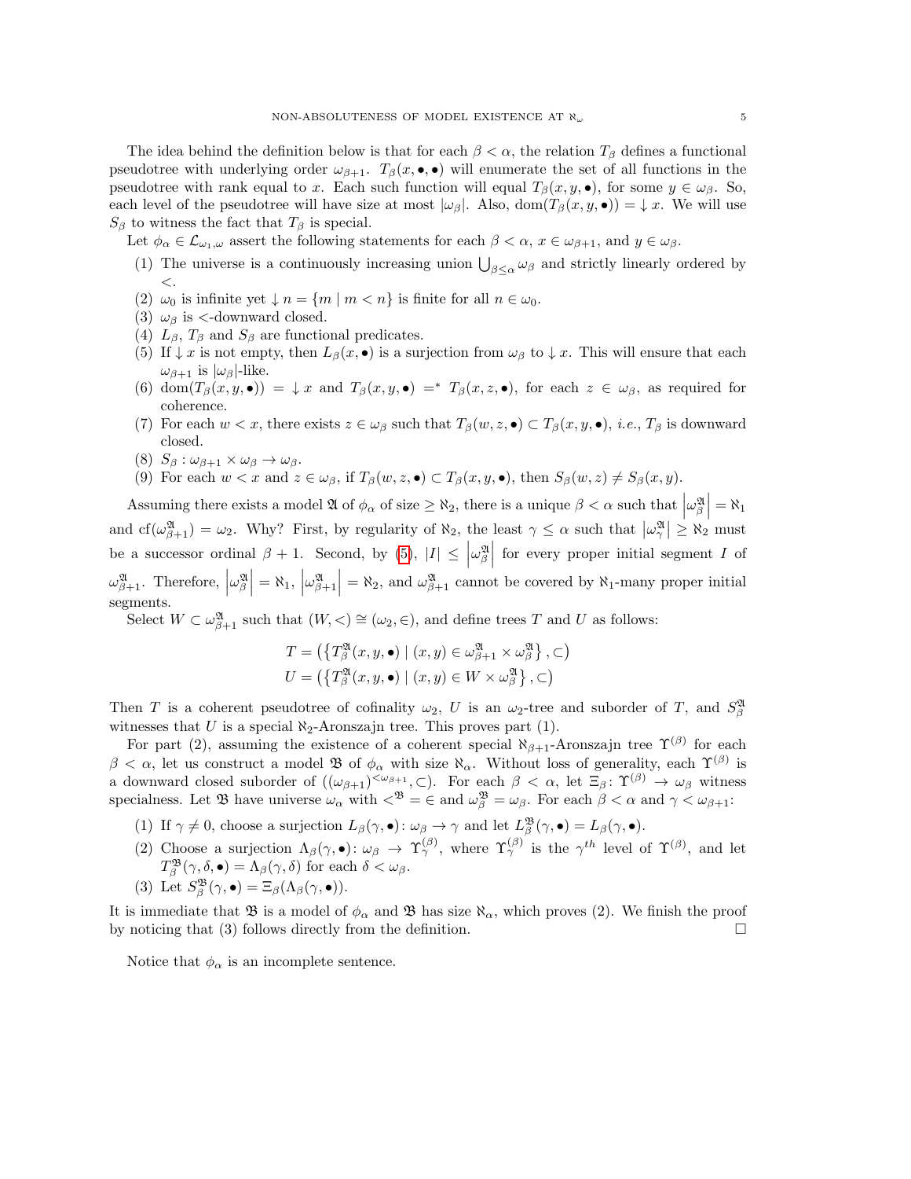The idea behind the definition below is that for each $\beta < \alpha$, the relation $T_\beta$ defines a functional pseudotree with underlying order $\omega_{\beta+1}$. $T_\beta(x, \bullet, \bullet)$ will enumerate the set of all functions in the pseudotree with rank equal to $x$. Each such function will equal $T_\beta(x, y, \bullet)$, for some $y \in \omega_\beta$. So, each level of the pseudotree will have size at most $|\omega_\beta|$. Also, $\mathrm{dom}(T_\beta(x, y, \bullet)) = \downarrow x$. We will use $S_\beta$ to witness the fact that $T_\beta$ is special.

Let $\phi_\alpha \in \mathcal{L}_{\omega_1,\omega}$ assert the following statements for each $\beta < \alpha$, $x \in \omega_{\beta+1}$, and $y \in \omega_\beta$.

1. The universe is a continuously increasing union $\bigcup_{\beta \leq \alpha} \omega_\beta$ and strictly linearly ordered by $<$.
2. $\omega_0$ is infinite yet $\downarrow n = \{m \mid m < n\}$ is finite for all $n \in \omega_0$.
3. $\omega_\beta$ is $<$-downward closed.
4. $L_\beta$, $T_\beta$ and $S_\beta$ are functional predicates.
5. If $\downarrow x$ is not empty, then $L_\beta(x, \bullet)$ is a surjection from $\omega_\beta$ to $\downarrow x$. This will ensure that each $\omega_{\beta+1}$ is $|\omega_\beta|$-like.
6. $\mathrm{dom}(T_\beta(x, y, \bullet)) = \downarrow x$ and $T_\beta(x, y, \bullet) =^* T_\beta(x, z, \bullet)$, for each $z \in \omega_\beta$, as required for coherence.
7. For each $w < x$, there exists $z \in \omega_\beta$ such that $T_\beta(w, z, \bullet) \subset T_\beta(x, y, \bullet)$, *i.e.*, $T_\beta$ is downward closed.
8. $S_\beta : \omega_{\beta+1} \times \omega_\beta \to \omega_\beta$.
9. For each $w < x$ and $z \in \omega_\beta$, if $T_\beta(w, z, \bullet) \subset T_\beta(x, y, \bullet)$, then $S_\beta(w, z) \neq S_\beta(x, y)$.

Assuming there exists a model $\mathfrak{A}$ of $\phi_\alpha$ of size $\geq \aleph_2$, there is a unique $\beta < \alpha$ such that $\left|\omega_\beta^{\mathfrak{A}}\right| = \aleph_1$ and $\mathrm{cf}(\omega_{\beta+1}^{\mathfrak{A}}) = \omega_2$. Why? First, by regularity of $\aleph_2$, the least $\gamma \leq \alpha$ such that $\left|\omega_\gamma^{\mathfrak{A}}\right| \geq \aleph_2$ must be a successor ordinal $\beta + 1$. Second, by (5), $|I| \leq \left|\omega_\beta^{\mathfrak{A}}\right|$ for every proper initial segment $I$ of $\omega_{\beta+1}^{\mathfrak{A}}$. Therefore, $\left|\omega_\beta^{\mathfrak{A}}\right| = \aleph_1$, $\left|\omega_{\beta+1}^{\mathfrak{A}}\right| = \aleph_2$, and $\omega_{\beta+1}^{\mathfrak{A}}$ cannot be covered by $\aleph_1$-many proper initial segments.

Select $W \subset \omega_{\beta+1}^{\mathfrak{A}}$ such that $(W, <) \cong (\omega_2, \in)$, and define trees $T$ and $U$ as follows:

$$T = \left(\left\{T_\beta^{\mathfrak{A}}(x, y, \bullet) \mid (x, y) \in \omega_{\beta+1}^{\mathfrak{A}} \times \omega_\beta^{\mathfrak{A}}\right\}, \subset\right)$$
$$U = \left(\left\{T_\beta^{\mathfrak{A}}(x, y, \bullet) \mid (x, y) \in W \times \omega_\beta^{\mathfrak{A}}\right\}, \subset\right)$$

Then $T$ is a coherent pseudotree of cofinality $\omega_2$, $U$ is an $\omega_2$-tree and suborder of $T$, and $S_\beta^{\mathfrak{A}}$ witnesses that $U$ is a special $\aleph_2$-Aronszajn tree. This proves part (1).

For part (2), assuming the existence of a coherent special $\aleph_{\beta+1}$-Aronszajn tree $\Upsilon^{(\beta)}$ for each $\beta < \alpha$, let us construct a model $\mathfrak{B}$ of $\phi_\alpha$ with size $\aleph_\alpha$. Without loss of generality, each $\Upsilon^{(\beta)}$ is a downward closed suborder of $((\omega_{\beta+1})^{<\omega_{\beta+1}}, \subset)$. For each $\beta < \alpha$, let $\Xi_\beta \colon \Upsilon^{(\beta)} \to \omega_\beta$ witness specialness. Let $\mathfrak{B}$ have universe $\omega_\alpha$ with $<^{\mathfrak{B}} = \in$ and $\omega_\beta^{\mathfrak{B}} = \omega_\beta$. For each $\beta < \alpha$ and $\gamma < \omega_{\beta+1}$:

1. If $\gamma \neq 0$, choose a surjection $L_\beta(\gamma, \bullet) \colon \omega_\beta \to \gamma$ and let $L_\beta^{\mathfrak{B}}(\gamma, \bullet) = L_\beta(\gamma, \bullet)$.
2. Choose a surjection $\Lambda_\beta(\gamma, \bullet) \colon \omega_\beta \to \Upsilon_\gamma^{(\beta)}$, where $\Upsilon_\gamma^{(\beta)}$ is the $\gamma^{th}$ level of $\Upsilon^{(\beta)}$, and let $T_\beta^{\mathfrak{B}}(\gamma, \delta, \bullet) = \Lambda_\beta(\gamma, \delta)$ for each $\delta < \omega_\beta$.
3. Let $S_\beta^{\mathfrak{B}}(\gamma, \bullet) = \Xi_\beta(\Lambda_\beta(\gamma, \bullet))$.

It is immediate that $\mathfrak{B}$ is a model of $\phi_\alpha$ and $\mathfrak{B}$ has size $\aleph_\alpha$, which proves (2). We finish the proof by noticing that (3) follows directly from the definition. $\square$

Notice that $\phi_\alpha$ is an incomplete sentence.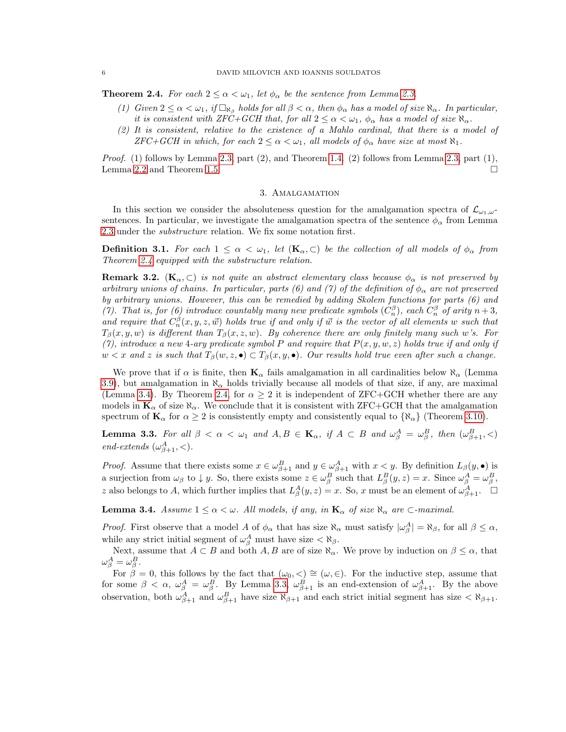**Theorem 2.4.** *For each $2 \leq \alpha < \omega_1$, let $\phi_\alpha$ be the sentence from Lemma 2.3.*

1. *Given $2 \leq \alpha < \omega_1$, if $\square_{\aleph_\beta}$ holds for all $\beta < \alpha$, then $\phi_\alpha$ has a model of size $\aleph_\alpha$. In particular, it is consistent with ZFC+GCH that, for all $2 \leq \alpha < \omega_1$, $\phi_\alpha$ has a model of size $\aleph_\alpha$.*
2. *It is consistent, relative to the existence of a Mahlo cardinal, that there is a model of ZFC+GCH in which, for each $2 \leq \alpha < \omega_1$, all models of $\phi_\alpha$ have size at most $\aleph_1$.*

*Proof.* (1) follows by Lemma 2.3, part (2), and Theorem 1.4. (2) follows from Lemma 2.3, part (1), Lemma 2.2 and Theorem 1.5. □

## 3. Amalgamation

In this section we consider the absoluteness question for the amalgamation spectra of $\mathcal{L}_{\omega_1,\omega}$-sentences. In particular, we investigate the amalgamation spectra of the sentence $\phi_\alpha$ from Lemma 2.3 under the *substructure* relation. We fix some notation first.

**Definition 3.1.** *For each $1 \leq \alpha < \omega_1$, let $(\mathbf{K}_\alpha, \subset)$ be the collection of all models of $\phi_\alpha$ from Theorem 2.4 equipped with the substructure relation.*

**Remark 3.2.** *$(\mathbf{K}_\alpha, \subset)$ is not quite an abstract elementary class because $\phi_\alpha$ is not preserved by arbitrary unions of chains. In particular, parts (6) and (7) of the definition of $\phi_\alpha$ are not preserved by arbitrary unions. However, this can be remedied by adding Skolem functions for parts (6) and (7). That is, for (6) introduce countably many new predicate symbols $(C^\beta_n)$, each $C^\beta_n$ of arity $n+3$, and require that $C^\beta_n(x, y, z, \vec{w})$ holds true if and only if $\vec{w}$ is the vector of all elements $w$ such that $T_\beta(x, y, w)$ is different than $T_\beta(x, z, w)$. By coherence there are only finitely many such $w$'s. For (7), introduce a new 4-ary predicate symbol $P$ and require that $P(x, y, w, z)$ holds true if and only if $w < x$ and $z$ is such that $T_\beta(w, z, \bullet) \subset T_\beta(x, y, \bullet)$. Our results hold true even after such a change.*

We prove that if $\alpha$ is finite, then $\mathbf{K}_\alpha$ fails amalgamation in all cardinalities below $\aleph_\alpha$ (Lemma 3.9), but amalgamation in $\aleph_\alpha$ holds trivially because all models of that size, if any, are maximal (Lemma 3.4). By Theorem 2.4, for $\alpha \geq 2$ it is independent of ZFC+GCH whether there are any models in $\mathbf{K}_\alpha$ of size $\aleph_\alpha$. We conclude that it is consistent with ZFC+GCH that the amalgamation spectrum of $\mathbf{K}_\alpha$ for $\alpha \geq 2$ is consistently empty and consistently equal to $\{\aleph_\alpha\}$ (Theorem 3.10).

**Lemma 3.3.** *For all $\beta < \alpha < \omega_1$ and $A, B \in \mathbf{K}_\alpha$, if $A \subset B$ and $\omega^A_\beta = \omega^B_\beta$, then $(\omega^B_{\beta+1}, <)$ end-extends $(\omega^A_{\beta+1}, <)$.*

*Proof.* Assume that there exists some $x \in \omega^B_{\beta+1}$ and $y \in \omega^A_{\beta+1}$ with $x < y$. By definition $L_\beta(y, \bullet)$ is a surjection from $\omega_\beta$ to $\downarrow y$. So, there exists some $z \in \omega^B_\beta$ such that $L^B_\beta(y, z) = x$. Since $\omega^A_\beta = \omega^B_\beta$, $z$ also belongs to $A$, which further implies that $L^A_\beta(y, z) = x$. So, $x$ must be an element of $\omega^A_{\beta+1}$. □

**Lemma 3.4.** *Assume $1 \leq \alpha < \omega$. All models, if any, in $\mathbf{K}_\alpha$ of size $\aleph_\alpha$ are $\subset$-maximal.*

*Proof.* First observe that a model $A$ of $\phi_\alpha$ that has size $\aleph_\alpha$ must satisfy $|\omega^A_\beta| = \aleph_\beta$, for all $\beta \leq \alpha$, while any strict initial segment of $\omega^A_\beta$ must have size $< \aleph_\beta$.

Next, assume that $A \subset B$ and both $A, B$ are of size $\aleph_\alpha$. We prove by induction on $\beta \leq \alpha$, that $\omega^A_\beta = \omega^B_\beta$.

For $\beta = 0$, this follows by the fact that $(\omega_0, <) \cong (\omega, \in)$. For the inductive step, assume that for some $\beta < \alpha$, $\omega^A_\beta = \omega^B_\beta$. By Lemma 3.3, $\omega^B_{\beta+1}$ is an end-extension of $\omega^A_{\beta+1}$. By the above observation, both $\omega^A_{\beta+1}$ and $\omega^B_{\beta+1}$ have size $\aleph_{\beta+1}$ and each strict initial segment has size $< \aleph_{\beta+1}$.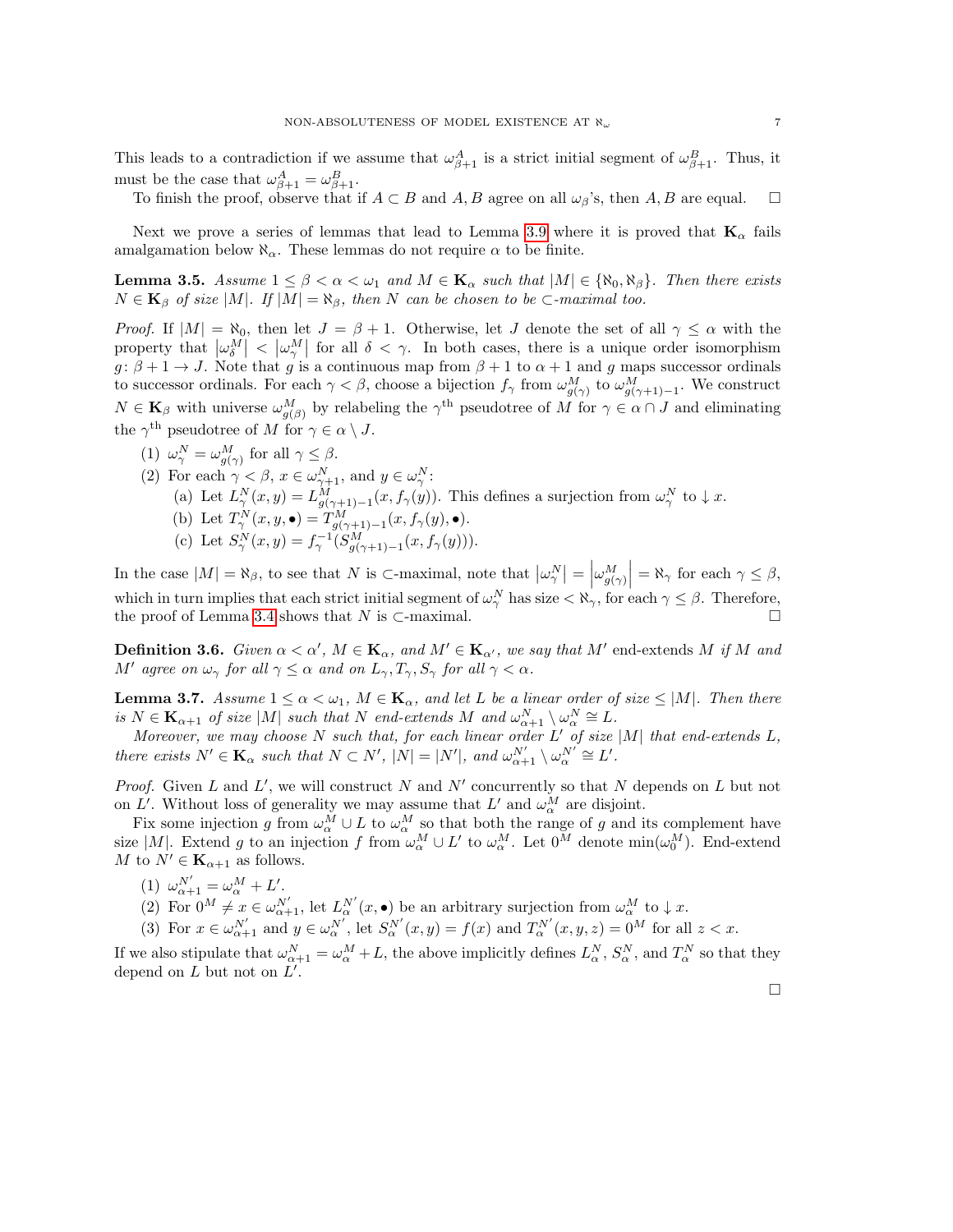This leads to a contradiction if we assume that $\omega^A_{\beta+1}$ is a strict initial segment of $\omega^B_{\beta+1}$. Thus, it must be the case that $\omega^A_{\beta+1} = \omega^B_{\beta+1}$.

To finish the proof, observe that if $A \subset B$ and $A, B$ agree on all $\omega_\beta$'s, then $A, B$ are equal. □

Next we prove a series of lemmas that lead to Lemma 3.9 where it is proved that $\mathbf{K}_\alpha$ fails amalgamation below $\aleph_\alpha$. These lemmas do not require $\alpha$ to be finite.

**Lemma 3.5.** *Assume $1 \leq \beta < \alpha < \omega_1$ and $M \in \mathbf{K}_\alpha$ such that $|M| \in \{\aleph_0, \aleph_\beta\}$. Then there exists $N \in \mathbf{K}_\beta$ of size $|M|$. If $|M| = \aleph_\beta$, then $N$ can be chosen to be $\subset$-maximal too.*

*Proof.* If $|M| = \aleph_0$, then let $J = \beta + 1$. Otherwise, let $J$ denote the set of all $\gamma \leq \alpha$ with the property that $\left|\omega^M_\delta\right| < \left|\omega^M_\gamma\right|$ for all $\delta < \gamma$. In both cases, there is a unique order isomorphism $g\colon \beta + 1 \to J$. Note that $g$ is a continuous map from $\beta + 1$ to $\alpha + 1$ and $g$ maps successor ordinals to successor ordinals. For each $\gamma < \beta$, choose a bijection $f_\gamma$ from $\omega^M_{g(\gamma)}$ to $\omega^M_{g(\gamma+1)-1}$. We construct $N \in \mathbf{K}_\beta$ with universe $\omega^M_{g(\beta)}$ by relabeling the $\gamma^{\text{th}}$ pseudotree of $M$ for $\gamma \in \alpha \cap J$ and eliminating the $\gamma^{\text{th}}$ pseudotree of $M$ for $\gamma \in \alpha \setminus J$.

1. $\omega^N_\gamma = \omega^M_{g(\gamma)}$ for all $\gamma \leq \beta$.
2. For each $\gamma < \beta$, $x \in \omega^N_{\gamma+1}$, and $y \in \omega^N_\gamma$:
   - (a) Let $L^N_\gamma(x, y) = L^M_{g(\gamma+1)-1}(x, f_\gamma(y))$. This defines a surjection from $\omega^N_\gamma$ to $\downarrow x$.
   - (b) Let $T^N_\gamma(x, y, \bullet) = T^M_{g(\gamma+1)-1}(x, f_\gamma(y), \bullet)$.
   - (c) Let $S^N_\gamma(x, y) = f^{-1}_\gamma(S^M_{g(\gamma+1)-1}(x, f_\gamma(y)))$.

In the case $|M| = \aleph_\beta$, to see that $N$ is $\subset$-maximal, note that $\left|\omega^N_\gamma\right| = \left|\omega^M_{g(\gamma)}\right| = \aleph_\gamma$ for each $\gamma \leq \beta$, which in turn implies that each strict initial segment of $\omega^N_\gamma$ has size $< \aleph_\gamma$, for each $\gamma \leq \beta$. Therefore, the proof of Lemma 3.4 shows that $N$ is $\subset$-maximal. □

**Definition 3.6.** *Given $\alpha < \alpha'$, $M \in \mathbf{K}_\alpha$, and $M' \in \mathbf{K}_{\alpha'}$, we say that $M'$* end-extends *$M$ if $M$ and $M'$ agree on $\omega_\gamma$ for all $\gamma \leq \alpha$ and on $L_\gamma, T_\gamma, S_\gamma$ for all $\gamma < \alpha$.*

**Lemma 3.7.** *Assume $1 \leq \alpha < \omega_1$, $M \in \mathbf{K}_\alpha$, and let $L$ be a linear order of size $\leq |M|$. Then there is $N \in \mathbf{K}_{\alpha+1}$ of size $|M|$ such that $N$ end-extends $M$ and $\omega^N_{\alpha+1} \setminus \omega^N_\alpha \cong L$.*

*Moreover, we may choose $N$ such that, for each linear order $L'$ of size $|M|$ that end-extends $L$, there exists $N' \in \mathbf{K}_\alpha$ such that $N \subset N'$, $|N| = |N'|$, and $\omega^{N'}_{\alpha+1} \setminus \omega^{N'}_\alpha \cong L'$.*

*Proof.* Given $L$ and $L'$, we will construct $N$ and $N'$ concurrently so that $N$ depends on $L$ but not on $L'$. Without loss of generality we may assume that $L'$ and $\omega^M_\alpha$ are disjoint.

Fix some injection $g$ from $\omega^M_\alpha \cup L$ to $\omega^M_\alpha$ so that both the range of $g$ and its complement have size $|M|$. Extend $g$ to an injection $f$ from $\omega^M_\alpha \cup L'$ to $\omega^M_\alpha$. Let $0^M$ denote $\min(\omega^M_0)$. End-extend $M$ to $N' \in \mathbf{K}_{\alpha+1}$ as follows.

1. $\omega^{N'}_{\alpha+1} = \omega^M_\alpha + L'$.
2. For $0^M \neq x \in \omega^{N'}_{\alpha+1}$, let $L^{N'}_\alpha(x, \bullet)$ be an arbitrary surjection from $\omega^M_\alpha$ to $\downarrow x$.
3. For $x \in \omega^{N'}_{\alpha+1}$ and $y \in \omega^{N'}_\alpha$, let $S^{N'}_\alpha(x, y) = f(x)$ and $T^{N'}_\alpha(x, y, z) = 0^M$ for all $z < x$.

If we also stipulate that $\omega^N_{\alpha+1} = \omega^M_\alpha + L$, the above implicitly defines $L^N_\alpha$, $S^N_\alpha$, and $T^N_\alpha$ so that they depend on $L$ but not on $L'$.

□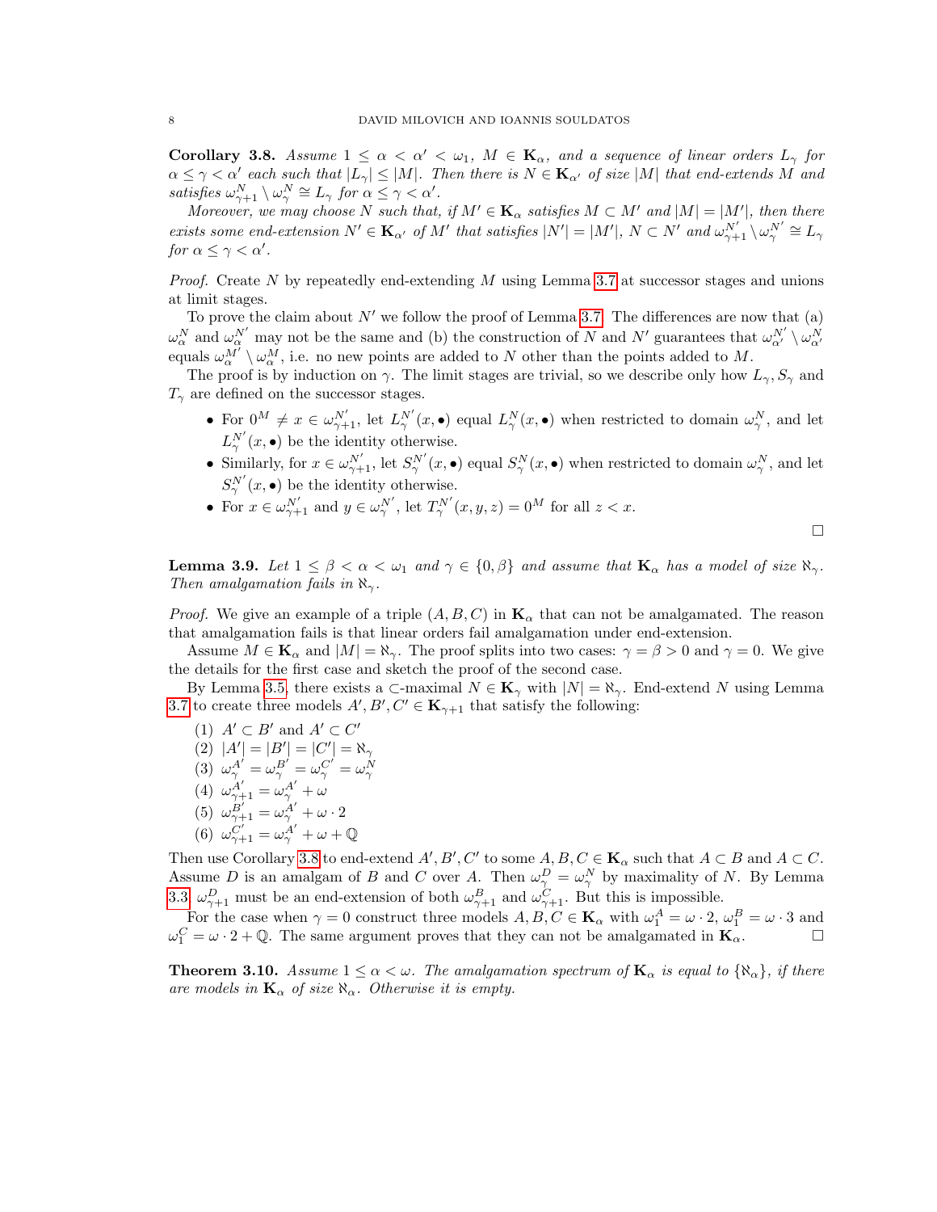**Corollary 3.8.** *Assume $1 \leq \alpha < \alpha' < \omega_1$, $M \in \mathbf{K}_\alpha$, and a sequence of linear orders $L_\gamma$ for $\alpha \leq \gamma < \alpha'$ each such that $|L_\gamma| \leq |M|$. Then there is $N \in \mathbf{K}_{\alpha'}$ of size $|M|$ that end-extends $M$ and satisfies $\omega^N_{\gamma+1} \setminus \omega^N_\gamma \cong L_\gamma$ for $\alpha \leq \gamma < \alpha'$.*

*Moreover, we may choose $N$ such that, if $M' \in \mathbf{K}_\alpha$ satisfies $M \subset M'$ and $|M| = |M'|$, then there exists some end-extension $N' \in \mathbf{K}_{\alpha'}$ of $M'$ that satisfies $|N'| = |M'|$, $N \subset N'$ and $\omega^{N'}_{\gamma+1} \setminus \omega^{N'}_\gamma \cong L_\gamma$ for $\alpha \leq \gamma < \alpha'$.*

*Proof.* Create $N$ by repeatedly end-extending $M$ using Lemma 3.7 at successor stages and unions at limit stages.

To prove the claim about $N'$ we follow the proof of Lemma 3.7. The differences are now that (a) $\omega^N_\alpha$ and $\omega^{N'}_\alpha$ may not be the same and (b) the construction of $N$ and $N'$ guarantees that $\omega^{N'}_{\alpha'} \setminus \omega^N_{\alpha'}$ equals $\omega^{M'}_\alpha \setminus \omega^M_\alpha$, i.e. no new points are added to $N$ other than the points added to $M$.

The proof is by induction on $\gamma$. The limit stages are trivial, so we describe only how $L_\gamma, S_\gamma$ and $T_\gamma$ are defined on the successor stages.

- For $0^M \neq x \in \omega^{N'}_{\gamma+1}$, let $L^{N'}_\gamma(x, \bullet)$ equal $L^N_\gamma(x, \bullet)$ when restricted to domain $\omega^N_\gamma$, and let $L^{N'}_\gamma(x, \bullet)$ be the identity otherwise.
- Similarly, for $x \in \omega^{N'}_{\gamma+1}$, let $S^{N'}_\gamma(x, \bullet)$ equal $S^N_\gamma(x, \bullet)$ when restricted to domain $\omega^N_\gamma$, and let $S^{N'}_\gamma(x, \bullet)$ be the identity otherwise.
- For $x \in \omega^{N'}_{\gamma+1}$ and $y \in \omega^{N'}_\gamma$, let $T^{N'}_\gamma(x, y, z) = 0^M$ for all $z < x$.

□

**Lemma 3.9.** *Let $1 \leq \beta < \alpha < \omega_1$ and $\gamma \in \{0, \beta\}$ and assume that $\mathbf{K}_\alpha$ has a model of size $\aleph_\gamma$. Then amalgamation fails in $\aleph_\gamma$.*

*Proof.* We give an example of a triple $(A, B, C)$ in $\mathbf{K}_\alpha$ that can not be amalgamated. The reason that amalgamation fails is that linear orders fail amalgamation under end-extension.

Assume $M \in \mathbf{K}_\alpha$ and $|M| = \aleph_\gamma$. The proof splits into two cases: $\gamma = \beta > 0$ and $\gamma = 0$. We give the details for the first case and sketch the proof of the second case.

By Lemma 3.5, there exists a $\subset$-maximal $N \in \mathbf{K}_\gamma$ with $|N| = \aleph_\gamma$. End-extend $N$ using Lemma 3.7 to create three models $A', B', C' \in \mathbf{K}_{\gamma+1}$ that satisfy the following:

1. $A' \subset B'$ and $A' \subset C'$
2. $|A'| = |B'| = |C'| = \aleph_\gamma$
3. $\omega^{A'}_\gamma = \omega^{B'}_\gamma = \omega^{C'}_\gamma = \omega^N_\gamma$
4. $\omega^{A'}_{\gamma+1} = \omega^{A'}_\gamma + \omega$
5. $\omega^{B'}_{\gamma+1} = \omega^{A'}_\gamma + \omega \cdot 2$
6. $\omega^{C'}_{\gamma+1} = \omega^{A'}_\gamma + \omega + \mathbb{Q}$

Then use Corollary 3.8 to end-extend $A', B', C'$ to some $A, B, C \in \mathbf{K}_\alpha$ such that $A \subset B$ and $A \subset C$. Assume $D$ is an amalgam of $B$ and $C$ over $A$. Then $\omega^D_\gamma = \omega^N_\gamma$ by maximality of $N$. By Lemma 3.3 $\omega^D_{\gamma+1}$ must be an end-extension of both $\omega^B_{\gamma+1}$ and $\omega^C_{\gamma+1}$. But this is impossible.

For the case when $\gamma = 0$ construct three models $A, B, C \in \mathbf{K}_\alpha$ with $\omega^A_1 = \omega \cdot 2$, $\omega^B_1 = \omega \cdot 3$ and $\omega^C_1 = \omega \cdot 2 + \mathbb{Q}$. The same argument proves that they can not be amalgamated in $\mathbf{K}_\alpha$. □

**Theorem 3.10.** *Assume $1 \leq \alpha < \omega$. The amalgamation spectrum of $\mathbf{K}_\alpha$ is equal to $\{\aleph_\alpha\}$, if there are models in $\mathbf{K}_\alpha$ of size $\aleph_\alpha$. Otherwise it is empty.*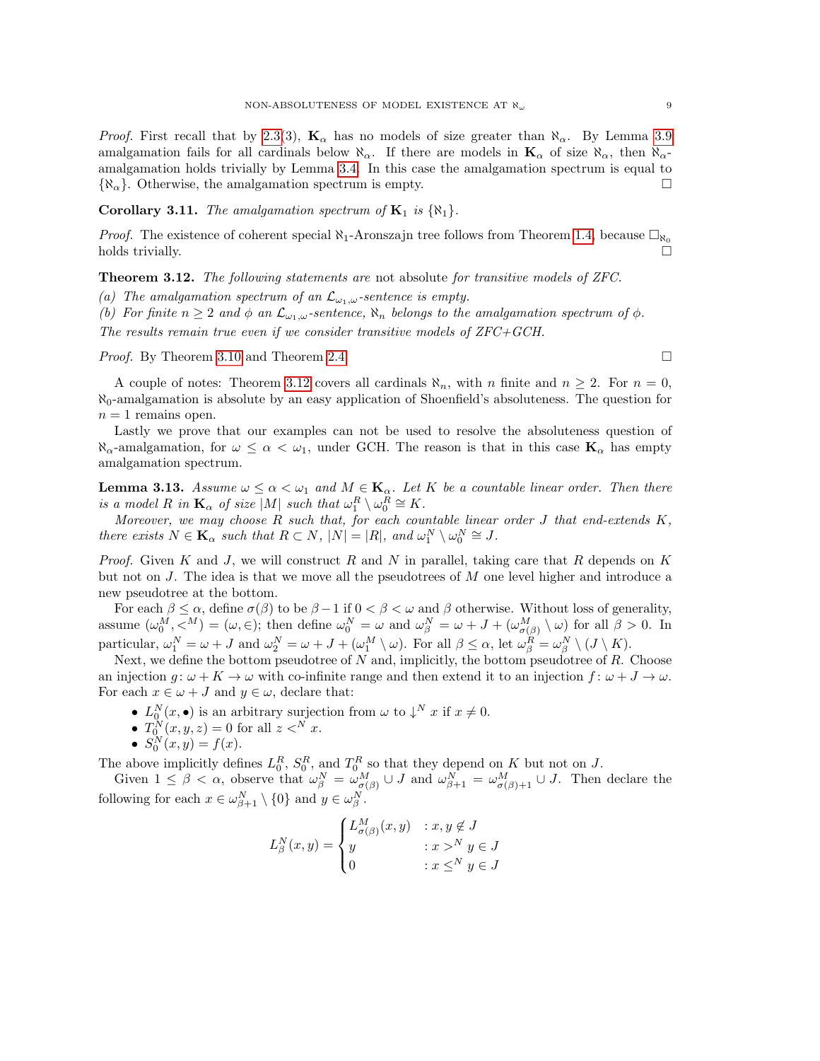*Proof.* First recall that by 2.3(3), $\mathbf{K}_\alpha$ has no models of size greater than $\aleph_\alpha$. By Lemma 3.9 amalgamation fails for all cardinals below $\aleph_\alpha$. If there are models in $\mathbf{K}_\alpha$ of size $\aleph_\alpha$, then $\aleph_\alpha$-amalgamation holds trivially by Lemma 3.4. In this case the amalgamation spectrum is equal to $\{\aleph_\alpha\}$. Otherwise, the amalgamation spectrum is empty. $\square$

**Corollary 3.11.** *The amalgamation spectrum of $\mathbf{K}_1$ is $\{\aleph_1\}$.*

*Proof.* The existence of coherent special $\aleph_1$-Aronszajn tree follows from Theorem 1.4, because $\square_{\aleph_0}$ holds trivially. $\square$

**Theorem 3.12.** *The following statements are* not absolute *for transitive models of ZFC.*

*(a) The amalgamation spectrum of an $\mathcal{L}_{\omega_1,\omega}$-sentence is empty.*

*(b) For finite $n \geq 2$ and $\phi$ an $\mathcal{L}_{\omega_1,\omega}$-sentence, $\aleph_n$ belongs to the amalgamation spectrum of $\phi$.*

*The results remain true even if we consider transitive models of ZFC+GCH.*

*Proof.* By Theorem 3.10 and Theorem 2.4. $\square$

A couple of notes: Theorem 3.12 covers all cardinals $\aleph_n$, with $n$ finite and $n \geq 2$. For $n = 0$, $\aleph_0$-amalgamation is absolute by an easy application of Shoenfield's absoluteness. The question for $n = 1$ remains open.

Lastly we prove that our examples can not be used to resolve the absoluteness question of $\aleph_\alpha$-amalgamation, for $\omega \leq \alpha < \omega_1$, under GCH. The reason is that in this case $\mathbf{K}_\alpha$ has empty amalgamation spectrum.

**Lemma 3.13.** *Assume $\omega \leq \alpha < \omega_1$ and $M \in \mathbf{K}_\alpha$. Let $K$ be a countable linear order. Then there is a model $R$ in $\mathbf{K}_\alpha$ of size $|M|$ such that $\omega_1^R \setminus \omega_0^R \cong K$.*

*Moreover, we may choose $R$ such that, for each countable linear order $J$ that end-extends $K$, there exists $N \in \mathbf{K}_\alpha$ such that $R \subset N$, $|N| = |R|$, and $\omega_1^N \setminus \omega_0^N \cong J$.*

*Proof.* Given $K$ and $J$, we will construct $R$ and $N$ in parallel, taking care that $R$ depends on $K$ but not on $J$. The idea is that we move all the pseudotrees of $M$ one level higher and introduce a new pseudotree at the bottom.

For each $\beta \leq \alpha$, define $\sigma(\beta)$ to be $\beta - 1$ if $0 < \beta < \omega$ and $\beta$ otherwise. Without loss of generality, assume $(\omega_0^M, <^M) = (\omega, \in)$; then define $\omega_0^N = \omega$ and $\omega_\beta^N = \omega + J + (\omega_{\sigma(\beta)}^M \setminus \omega)$ for all $\beta > 0$. In particular, $\omega_1^N = \omega + J$ and $\omega_2^N = \omega + J + (\omega_1^M \setminus \omega)$. For all $\beta \leq \alpha$, let $\omega_\beta^R = \omega_\beta^N \setminus (J \setminus K)$.

Next, we define the bottom pseudotree of $N$ and, implicitly, the bottom pseudotree of $R$. Choose an injection $g\colon \omega + K \to \omega$ with co-infinite range and then extend it to an injection $f\colon \omega + J \to \omega$. For each $x \in \omega + J$ and $y \in \omega$, declare that:

- $L_0^N(x, \bullet)$ is an arbitrary surjection from $\omega$ to $\downarrow^N x$ if $x \neq 0$.
- $T_0^N(x, y, z) = 0$ for all $z <^N x$.
- $S_0^N(x, y) = f(x)$.

The above implicitly defines $L_0^R$, $S_0^R$, and $T_0^R$ so that they depend on $K$ but not on $J$.

Given $1 \leq \beta < \alpha$, observe that $\omega_\beta^N = \omega_{\sigma(\beta)}^M \cup J$ and $\omega_{\beta+1}^N = \omega_{\sigma(\beta)+1}^M \cup J$. Then declare the following for each $x \in \omega_{\beta+1}^N \setminus \{0\}$ and $y \in \omega_\beta^N$.

$$L_\beta^N(x, y) = \begin{cases} L_{\sigma(\beta)}^M(x, y) & : x, y \notin J \\ y & : x >^N y \in J \\ 0 & : x \leq^N y \in J \end{cases}$$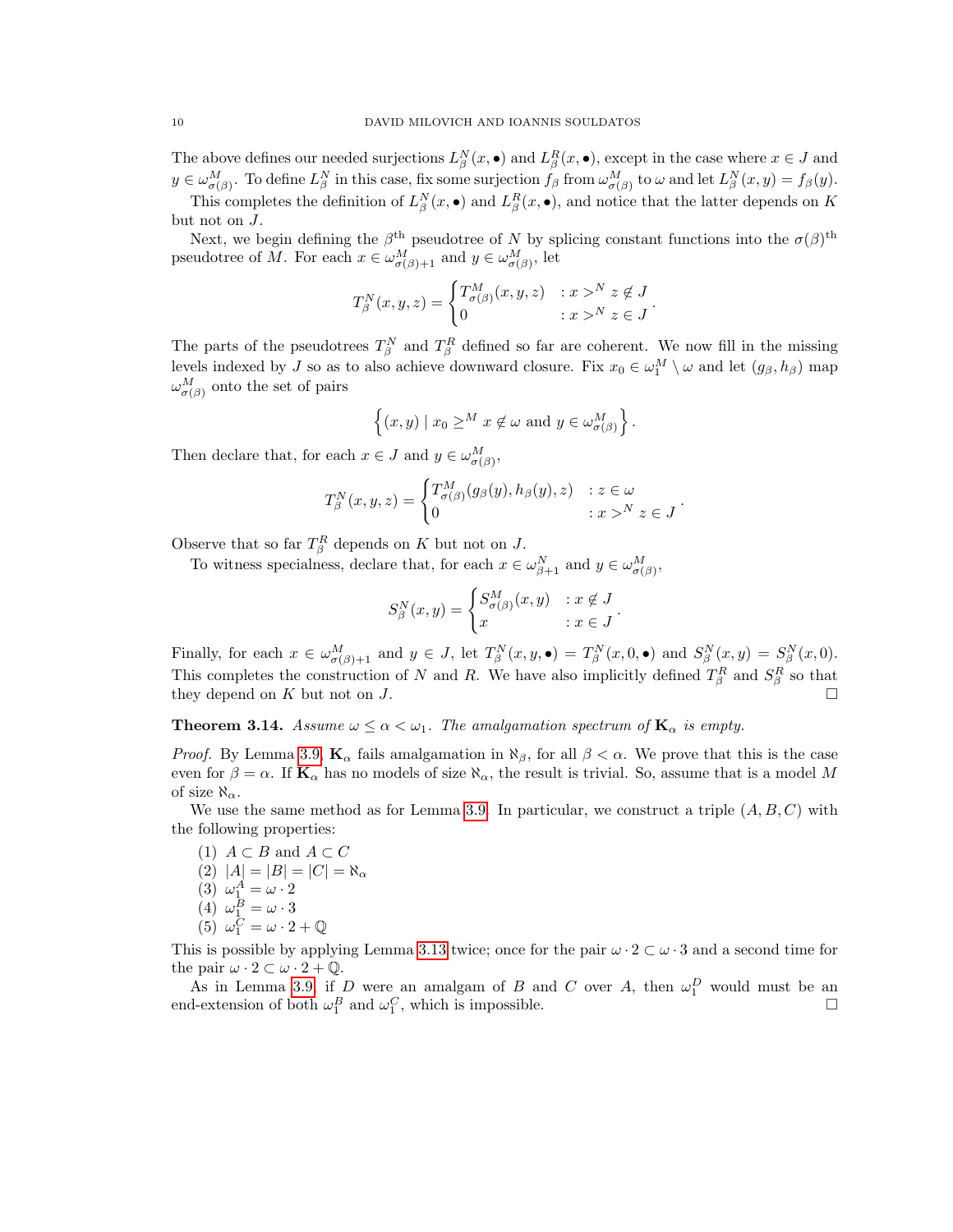The above defines our needed surjections $L^N_\beta(x, \bullet)$ and $L^R_\beta(x, \bullet)$, except in the case where $x \in J$ and $y \in \omega^M_{\sigma(\beta)}$. To define $L^N_\beta$ in this case, fix some surjection $f_\beta$ from $\omega^M_{\sigma(\beta)}$ to $\omega$ and let $L^N_\beta(x, y) = f_\beta(y)$.

This completes the definition of $L^N_\beta(x, \bullet)$ and $L^R_\beta(x, \bullet)$, and notice that the latter depends on $K$ but not on $J$.

Next, we begin defining the $\beta^{\text{th}}$ pseudotree of $N$ by splicing constant functions into the $\sigma(\beta)^{\text{th}}$ pseudotree of $M$. For each $x \in \omega^M_{\sigma(\beta)+1}$ and $y \in \omega^M_{\sigma(\beta)}$, let

$$T^N_\beta(x, y, z) = \begin{cases} T^M_{\sigma(\beta)}(x, y, z) & : x >^N z \notin J \\ 0 & : x >^N z \in J \end{cases}.$$

The parts of the pseudotrees $T^N_\beta$ and $T^R_\beta$ defined so far are coherent. We now fill in the missing levels indexed by $J$ so as to also achieve downward closure. Fix $x_0 \in \omega^M_1 \setminus \omega$ and let $(g_\beta, h_\beta)$ map $\omega^M_{\sigma(\beta)}$ onto the set of pairs

$$\left\{ (x, y) \mid x_0 \geq^M x \notin \omega \text{ and } y \in \omega^M_{\sigma(\beta)} \right\}.$$

Then declare that, for each $x \in J$ and $y \in \omega^M_{\sigma(\beta)}$,

$$T^N_\beta(x, y, z) = \begin{cases} T^M_{\sigma(\beta)}(g_\beta(y), h_\beta(y), z) & : z \in \omega \\ 0 & : x >^N z \in J \end{cases}.$$

Observe that so far $T^R_\beta$ depends on $K$ but not on $J$.

To witness specialness, declare that, for each $x \in \omega^N_{\beta+1}$ and $y \in \omega^M_{\sigma(\beta)}$,

$$S^N_\beta(x, y) = \begin{cases} S^M_{\sigma(\beta)}(x, y) & : x \notin J \\ x & : x \in J \end{cases}.$$

Finally, for each $x \in \omega^M_{\sigma(\beta)+1}$ and $y \in J$, let $T^N_\beta(x, y, \bullet) = T^N_\beta(x, 0, \bullet)$ and $S^N_\beta(x, y) = S^N_\beta(x, 0)$. This completes the construction of $N$ and $R$. We have also implicitly defined $T^R_\beta$ and $S^R_\beta$ so that they depend on $K$ but not on $J$. □

**Theorem 3.14.** *Assume $\omega \leq \alpha < \omega_1$. The amalgamation spectrum of $\mathbf{K}_\alpha$ is empty.*

*Proof.* By Lemma 3.9, $\mathbf{K}_\alpha$ fails amalgamation in $\aleph_\beta$, for all $\beta < \alpha$. We prove that this is the case even for $\beta = \alpha$. If $\mathbf{K}_\alpha$ has no models of size $\aleph_\alpha$, the result is trivial. So, assume that is a model $M$ of size $\aleph_\alpha$.

We use the same method as for Lemma 3.9. In particular, we construct a triple $(A, B, C)$ with the following properties:

1. $A \subset B$ and $A \subset C$
2. $|A| = |B| = |C| = \aleph_\alpha$
3. $\omega^A_1 = \omega \cdot 2$
4. $\omega^B_1 = \omega \cdot 3$
5. $\omega^C_1 = \omega \cdot 2 + \mathbb{Q}$

This is possible by applying Lemma 3.13 twice; once for the pair $\omega \cdot 2 \subset \omega \cdot 3$ and a second time for the pair $\omega \cdot 2 \subset \omega \cdot 2 + \mathbb{Q}$.

As in Lemma 3.9, if $D$ were an amalgam of $B$ and $C$ over $A$, then $\omega^D_1$ would must be an end-extension of both $\omega^B_1$ and $\omega^C_1$, which is impossible. □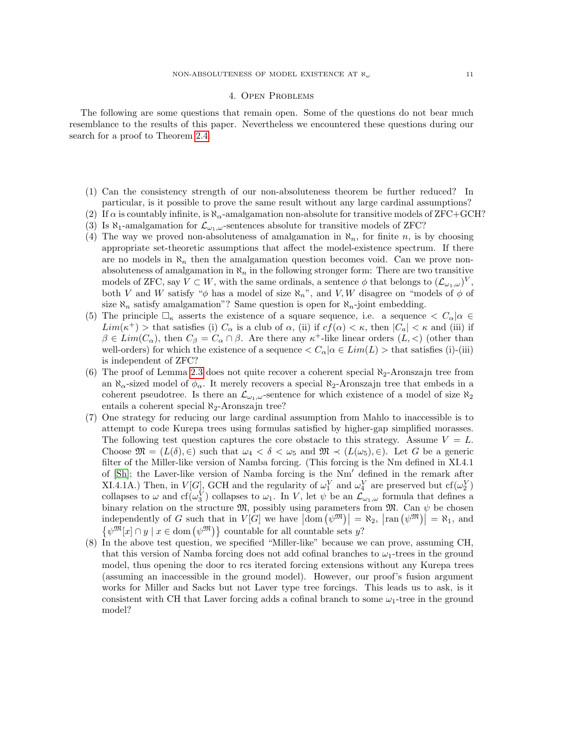## 4. Open Problems

The following are some questions that remain open. Some of the questions do not bear much resemblance to the results of this paper. Nevertheless we encountered these questions during our search for a proof to Theorem 2.4.

1. Can the consistency strength of our non-absoluteness theorem be further reduced? In particular, is it possible to prove the same result without any large cardinal assumptions?
2. If $\alpha$ is countably infinite, is $\aleph_\alpha$-amalgamation non-absolute for transitive models of ZFC+GCH?
3. Is $\aleph_1$-amalgamation for $\mathcal{L}_{\omega_1,\omega}$-sentences absolute for transitive models of ZFC?
4. The way we proved non-absoluteness of amalgamation in $\aleph_n$, for finite $n$, is by choosing appropriate set-theoretic assumptions that affect the model-existence spectrum. If there are no models in $\aleph_n$ then the amalgamation question becomes void. Can we prove non-absoluteness of amalgamation in $\aleph_n$ in the following stronger form: There are two transitive models of ZFC, say $V \subset W$, with the same ordinals, a sentence $\phi$ that belongs to $(\mathcal{L}_{\omega_1,\omega})^V$, both $V$ and $W$ satisfy "$\phi$ has a model of size $\aleph_n$", and $V, W$ disagree on "models of $\phi$ of size $\aleph_n$ satisfy amalgamation"? Same question is open for $\aleph_n$-joint embedding.
5. The principle $\square_\kappa$ asserts the existence of a square sequence, i.e. a sequence $< C_\alpha | \alpha \in Lim(\kappa^+) >$ that satisfies (i) $C_\alpha$ is a club of $\alpha$, (ii) if $cf(\alpha) < \kappa$, then $|C_a| < \kappa$ and (iii) if $\beta \in Lim(C_\alpha)$, then $C_\beta = C_\alpha \cap \beta$. Are there any $\kappa^+$-like linear orders $(L, <)$ (other than well-orders) for which the existence of a sequence $< C_\alpha | \alpha \in Lim(L) >$ that satisfies (i)-(iii) is independent of ZFC?
6. The proof of Lemma 2.3 does not quite recover a coherent special $\aleph_2$-Aronszajn tree from an $\aleph_\alpha$-sized model of $\phi_\alpha$. It merely recovers a special $\aleph_2$-Aronszajn tree that embeds in a coherent pseudotree. Is there an $\mathcal{L}_{\omega_1,\omega}$-sentence for which existence of a model of size $\aleph_2$ entails a coherent special $\aleph_2$-Aronszajn tree?
7. One strategy for reducing our large cardinal assumption from Mahlo to inaccessible is to attempt to code Kurepa trees using formulas satisfied by higher-gap simplified morasses. The following test question captures the core obstacle to this strategy. Assume $V = L$. Choose $\mathfrak{M} = (L(\delta), \in)$ such that $\omega_4 < \delta < \omega_5$ and $\mathfrak{M} \prec (L(\omega_5), \in)$. Let $G$ be a generic filter of the Miller-like version of Namba forcing. (This forcing is the Nm defined in XI.4.1 of [Sh]; the Laver-like version of Namba forcing is the Nm′ defined in the remark after XI.4.1A.) Then, in $V[G]$, GCH and the regularity of $\omega_1^V$ and $\omega_4^V$ are preserved but $\mathrm{cf}(\omega_2^V)$ collapses to $\omega$ and $\mathrm{cf}(\omega_3^V)$ collapses to $\omega_1$. In $V$, let $\psi$ be an $\mathcal{L}_{\omega_1,\omega}$ formula that defines a binary relation on the structure $\mathfrak{M}$, possibly using parameters from $\mathfrak{M}$. Can $\psi$ be chosen independently of $G$ such that in $V[G]$ we have $\left|\mathrm{dom}\left(\psi^{\mathfrak{M}}\right)\right| = \aleph_2$, $\left|\mathrm{ran}\left(\psi^{\mathfrak{M}}\right)\right| = \aleph_1$, and $\left\{\psi^{\mathfrak{M}}[x] \cap y \mid x \in \mathrm{dom}\left(\psi^{\mathfrak{M}}\right)\right\}$ countable for all countable sets $y$?
8. In the above test question, we specified "Miller-like" because we can prove, assuming CH, that this version of Namba forcing does not add cofinal branches to $\omega_1$-trees in the ground model, thus opening the door to rcs iterated forcing extensions without any Kurepa trees (assuming an inaccessible in the ground model). However, our proof's fusion argument works for Miller and Sacks but not Laver type tree forcings. This leads us to ask, is it consistent with CH that Laver forcing adds a cofinal branch to some $\omega_1$-tree in the ground model?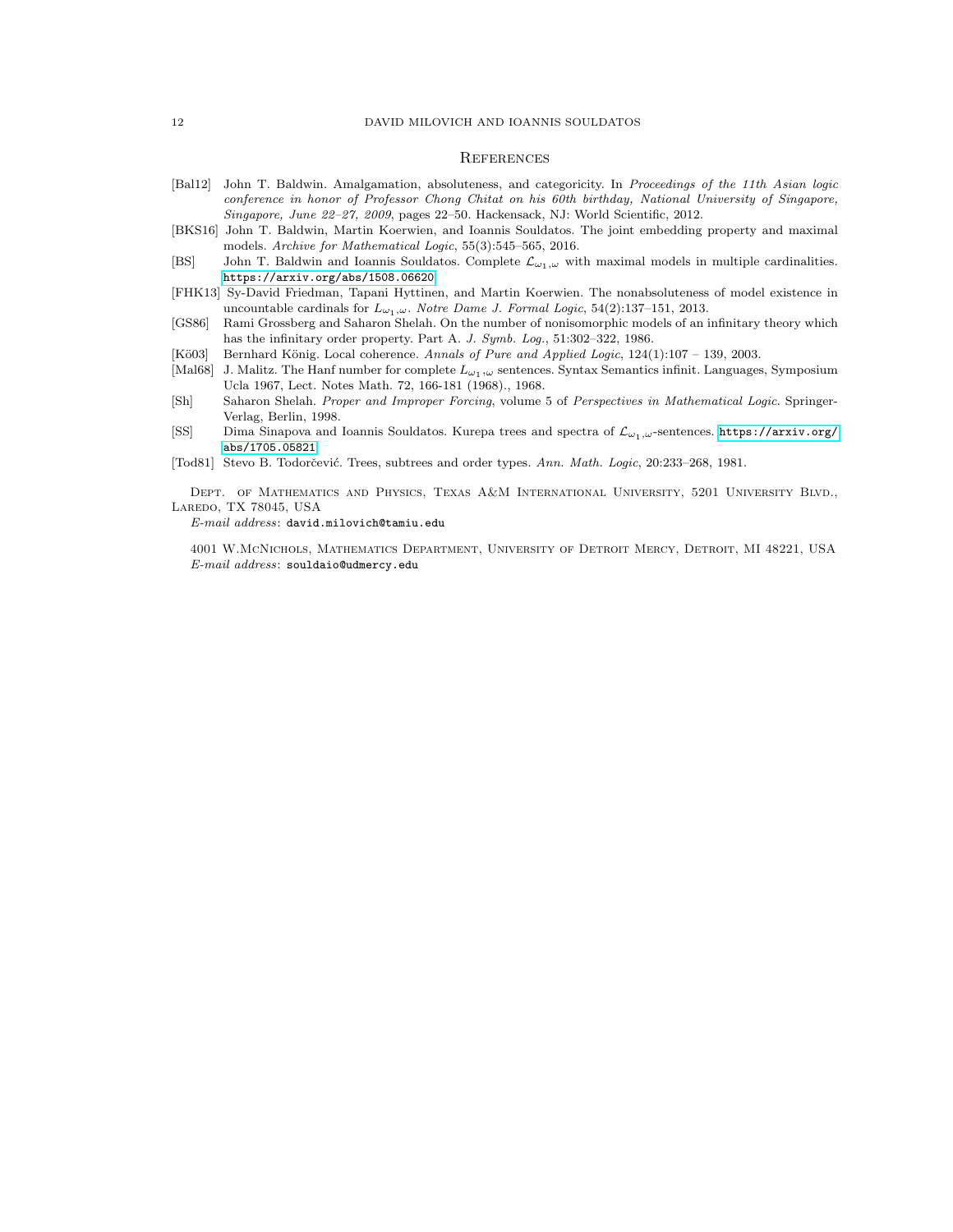## References

- [Bal12] John T. Baldwin. Amalgamation, absoluteness, and categoricity. In *Proceedings of the 11th Asian logic conference in honor of Professor Chong Chitat on his 60th birthday, National University of Singapore, Singapore, June 22–27, 2009*, pages 22–50. Hackensack, NJ: World Scientific, 2012.
- [BKS16] John T. Baldwin, Martin Koerwien, and Ioannis Souldatos. The joint embedding property and maximal models. *Archive for Mathematical Logic*, 55(3):545–565, 2016.
- [BS] John T. Baldwin and Ioannis Souldatos. Complete $\mathcal{L}_{\omega_1,\omega}$ with maximal models in multiple cardinalities. https://arxiv.org/abs/1508.06620
- [FHK13] Sy-David Friedman, Tapani Hyttinen, and Martin Koerwien. The nonabsoluteness of model existence in uncountable cardinals for $L_{\omega_1,\omega}$. *Notre Dame J. Formal Logic*, 54(2):137–151, 2013.
- [GS86] Rami Grossberg and Saharon Shelah. On the number of nonisomorphic models of an infinitary theory which has the infinitary order property. Part A. *J. Symb. Log.*, 51:302–322, 1986.
- [Kö03] Bernhard König. Local coherence. *Annals of Pure and Applied Logic*, 124(1):107 – 139, 2003.
- [Mal68] J. Malitz. The Hanf number for complete $L_{\omega_1,\omega}$ sentences. Syntax Semantics infinit. Languages, Symposium Ucla 1967, Lect. Notes Math. 72, 166-181 (1968)., 1968.
- [Sh] Saharon Shelah. *Proper and Improper Forcing*, volume 5 of *Perspectives in Mathematical Logic*. Springer-Verlag, Berlin, 1998.
- [SS] Dima Sinapova and Ioannis Souldatos. Kurepa trees and spectra of $\mathcal{L}_{\omega_1,\omega}$-sentences. https://arxiv.org/abs/1705.05821
- [Tod81] Stevo B. Todorčević. Trees, subtrees and order types. *Ann. Math. Logic*, 20:233–268, 1981.

Dept. of Mathematics and Physics, Texas A&M International University, 5201 University Blvd., Laredo, TX 78045, USA

*E-mail address*: david.milovich@tamiu.edu

4001 W.McNichols, Mathematics Department, University of Detroit Mercy, Detroit, MI 48221, USA

*E-mail address*: souldaio@udmercy.edu